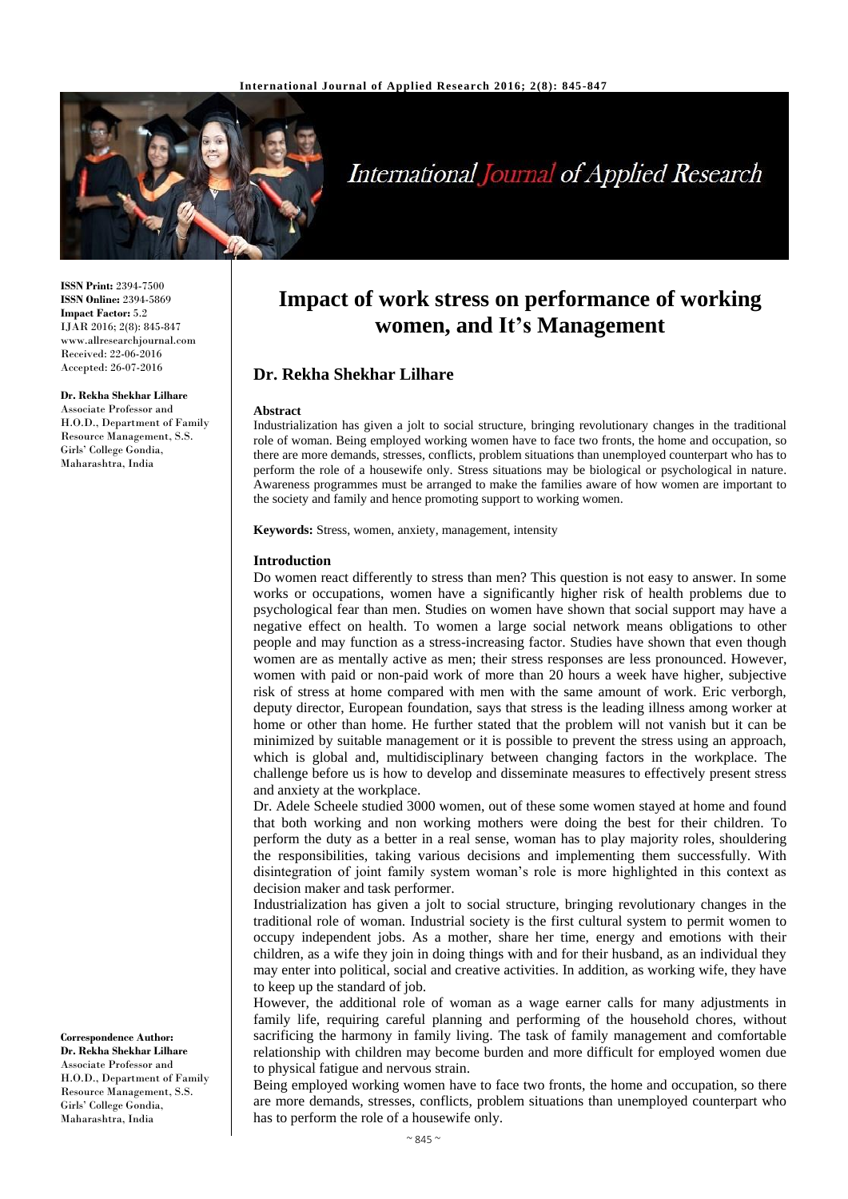**ISSN Print:** 2394-7500
**ISSN Online:** 2394-5869
**Impact Factor:** 5.2
IJAR 2016; 2(8): 845-847
www.allresearchjournal.com
Received: 22-06-2016
Accepted: 26-07-2016

**Dr. Rekha Shekhar Lilhare**
Associate Professor and H.O.D., Department of Family Resource Management, S.S. Girls' College Gondia, Maharashtra, India

**Correspondence Author:**
**Dr. Rekha Shekhar Lilhare**
Associate Professor and H.O.D., Department of Family Resource Management, S.S. Girls' College Gondia, Maharashtra, India

# Impact of work stress on performance of working women, and It's Management

## Dr. Rekha Shekhar Lilhare

**Abstract**

Industrialization has given a jolt to social structure, bringing revolutionary changes in the traditional role of woman. Being employed working women have to face two fronts, the home and occupation, so there are more demands, stresses, conflicts, problem situations than unemployed counterpart who has to perform the role of a housewife only. Stress situations may be biological or psychological in nature. Awareness programmes must be arranged to make the families aware of how women are important to the society and family and hence promoting support to working women.

**Keywords:** Stress, women, anxiety, management, intensity

**Introduction**

Do women react differently to stress than men? This question is not easy to answer. In some works or occupations, women have a significantly higher risk of health problems due to psychological fear than men. Studies on women have shown that social support may have a negative effect on health. To women a large social network means obligations to other people and may function as a stress-increasing factor. Studies have shown that even though women are as mentally active as men; their stress responses are less pronounced. However, women with paid or non-paid work of more than 20 hours a week have higher, subjective risk of stress at home compared with men with the same amount of work. Eric verborgh, deputy director, European foundation, says that stress is the leading illness among worker at home or other than home. He further stated that the problem will not vanish but it can be minimized by suitable management or it is possible to prevent the stress using an approach, which is global and, multidisciplinary between changing factors in the workplace. The challenge before us is how to develop and disseminate measures to effectively present stress and anxiety at the workplace.

Dr. Adele Scheele studied 3000 women, out of these some women stayed at home and found that both working and non working mothers were doing the best for their children. To perform the duty as a better in a real sense, woman has to play majority roles, shouldering the responsibilities, taking various decisions and implementing them successfully. With disintegration of joint family system woman's role is more highlighted in this context as decision maker and task performer.

Industrialization has given a jolt to social structure, bringing revolutionary changes in the traditional role of woman. Industrial society is the first cultural system to permit women to occupy independent jobs. As a mother, share her time, energy and emotions with their children, as a wife they join in doing things with and for their husband, as an individual they may enter into political, social and creative activities. In addition, as working wife, they have to keep up the standard of job.

However, the additional role of woman as a wage earner calls for many adjustments in family life, requiring careful planning and performing of the household chores, without sacrificing the harmony in family living. The task of family management and comfortable relationship with children may become burden and more difficult for employed women due to physical fatigue and nervous strain.

Being employed working women have to face two fronts, the home and occupation, so there are more demands, stresses, conflicts, problem situations than unemployed counterpart who has to perform the role of a housewife only.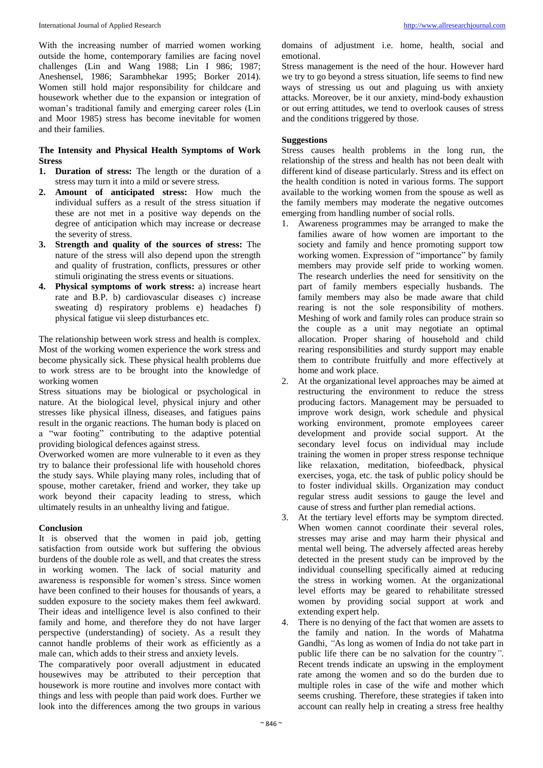With the increasing number of married women working outside the home, contemporary families are facing novel challenges (Lin and Wang 1988; Lin I 986; 1987; Aneshensel, 1986; Sarambhekar 1995; Borker 2014). Women still hold major responsibility for childcare and housework whether due to the expansion or integration of woman's traditional family and emerging career roles (Lin and Moor 1985) stress has become inevitable for women and their families.

**The Intensity and Physical Health Symptoms of Work Stress**

1. **Duration of stress:** The length or the duration of a stress may turn it into a mild or severe stress.
2. **Amount of anticipated stress:** How much the individual suffers as a result of the stress situation if these are not met in a positive way depends on the degree of anticipation which may increase or decrease the severity of stress.
3. **Strength and quality of the sources of stress:** The nature of the stress will also depend upon the strength and quality of frustration, conflicts, pressures or other stimuli originating the stress events or situations.
4. **Physical symptoms of work stress:** a) increase heart rate and B.P. b) cardiovascular diseases c) increase sweating d) respiratory problems e) headaches f) physical fatigue vii sleep disturbances etc.

The relationship between work stress and health is complex. Most of the working women experience the work stress and become physically sick. These physical health problems due to work stress are to be brought into the knowledge of working women

Stress situations may be biological or psychological in nature. At the biological level, physical injury and other stresses like physical illness, diseases, and fatigues pains result in the organic reactions. The human body is placed on a "war footing" contributing to the adaptive potential providing biological defences against stress.

Overworked women are more vulnerable to it even as they try to balance their professional life with household chores the study says. While playing many roles, including that of spouse, mother caretaker, friend and worker, they take up work beyond their capacity leading to stress, which ultimately results in an unhealthy living and fatigue.

**Conclusion**

It is observed that the women in paid job, getting satisfaction from outside work but suffering the obvious burdens of the double role as well, and that creates the stress in working women. The lack of social maturity and awareness is responsible for women's stress. Since women have been confined to their houses for thousands of years, a sudden exposure to the society makes them feel awkward. Their ideas and intelligence level is also confined to their family and home, and therefore they do not have larger perspective (understanding) of society. As a result they cannot handle problems of their work as efficiently as a male can, which adds to their stress and anxiety levels.

The comparatively poor overall adjustment in educated housewives may be attributed to their perception that housework is more routine and involves more contact with things and less with people than paid work does. Further we look into the differences among the two groups in various domains of adjustment i.e. home, health, social and emotional.

Stress management is the need of the hour. However hard we try to go beyond a stress situation, life seems to find new ways of stressing us out and plaguing us with anxiety attacks. Moreover, be it our anxiety, mind-body exhaustion or out erring attitudes, we tend to overlook causes of stress and the conditions triggered by those.

**Suggestions**

Stress causes health problems in the long run, the relationship of the stress and health has not been dealt with different kind of disease particularly. Stress and its effect on the health condition is noted in various forms. The support available to the working women from the spouse as well as the family members may moderate the negative outcomes emerging from handling number of social rolls.

1. Awareness programmes may be arranged to make the families aware of how women are important to the society and family and hence promoting support tow working women. Expression of "importance" by family members may provide self pride to working women. The research underlies the need for sensitivity on the part of family members especially husbands. The family members may also be made aware that child rearing is not the sole responsibility of mothers. Meshing of work and family roles can produce strain so the couple as a unit may negotiate an optimal allocation. Proper sharing of household and child rearing responsibilities and sturdy support may enable them to contribute fruitfully and more effectively at home and work place.
2. At the organizational level approaches may be aimed at restructuring the environment to reduce the stress producing factors. Management may be persuaded to improve work design, work schedule and physical working environment, promote employees career development and provide social support. At the secondary level focus on individual may include training the women in proper stress response technique like relaxation, meditation, biofeedback, physical exercises, yoga, etc. the task of public policy should be to foster individual skills. Organization may conduct regular stress audit sessions to gauge the level and cause of stress and further plan remedial actions.
3. At the tertiary level efforts may be symptom directed. When women cannot coordinate their several roles, stresses may arise and may harm their physical and mental well being. The adversely affected areas hereby detected in the present study can be improved by the individual counselling specifically aimed at reducing the stress in working women. At the organizational level efforts may be geared to rehabilitate stressed women by providing social support at work and extending expert help.
4. There is no denying of the fact that women are assets to the family and nation. In the words of Mahatma Gandhi, *"As long as women of India do not take part in public life there can be no salvation for the country"*. Recent trends indicate an upswing in the employment rate among the women and so do the burden due to multiple roles in case of the wife and mother which seems crushing. Therefore, these strategies if taken into account can really help in creating a stress free healthy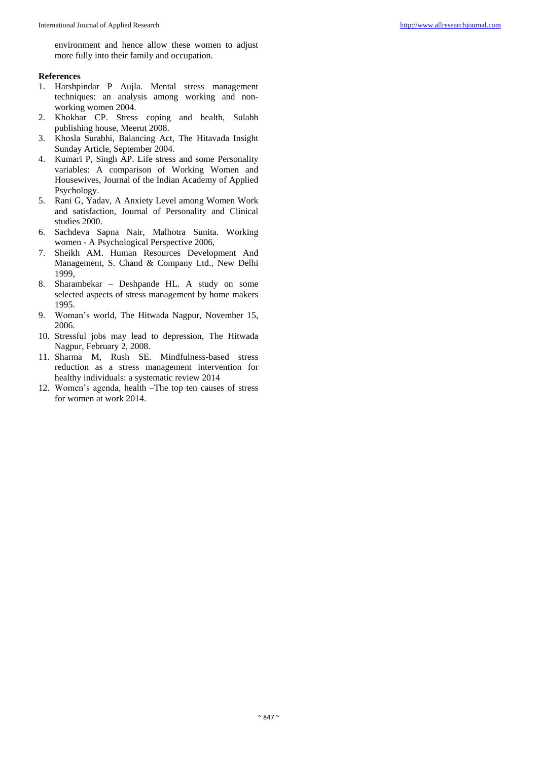environment and hence allow these women to adjust more fully into their family and occupation.

## References

1. Harshpindar P Aujla. Mental stress management techniques: an analysis among working and non-working women 2004.
2. Khokhar CP. Stress coping and health, Sulabh publishing house, Meerut 2008.
3. Khosla Surabhi, Balancing Act, The Hitavada Insight Sunday Article, September 2004.
4. Kumari P, Singh AP. Life stress and some Personality variables: A comparison of Working Women and Housewives, Journal of the Indian Academy of Applied Psychology.
5. Rani G, Yadav, A Anxiety Level among Women Work and satisfaction, Journal of Personality and Clinical studies 2000.
6. Sachdeva Sapna Nair, Malhotra Sunita. Working women - A Psychological Perspective 2006,
7. Sheikh AM. Human Resources Development And Management, S. Chand & Company Ltd., New Delhi 1999,
8. Sharambekar – Deshpande HL. A study on some selected aspects of stress management by home makers 1995.
9. Woman's world, The Hitwada Nagpur, November 15, 2006.
10. Stressful jobs may lead to depression, The Hitwada Nagpur, February 2, 2008.
11. Sharma M, Rush SE. Mindfulness-based stress reduction as a stress management intervention for healthy individuals: a systematic review 2014
12. Women's agenda, health –The top ten causes of stress for women at work 2014.